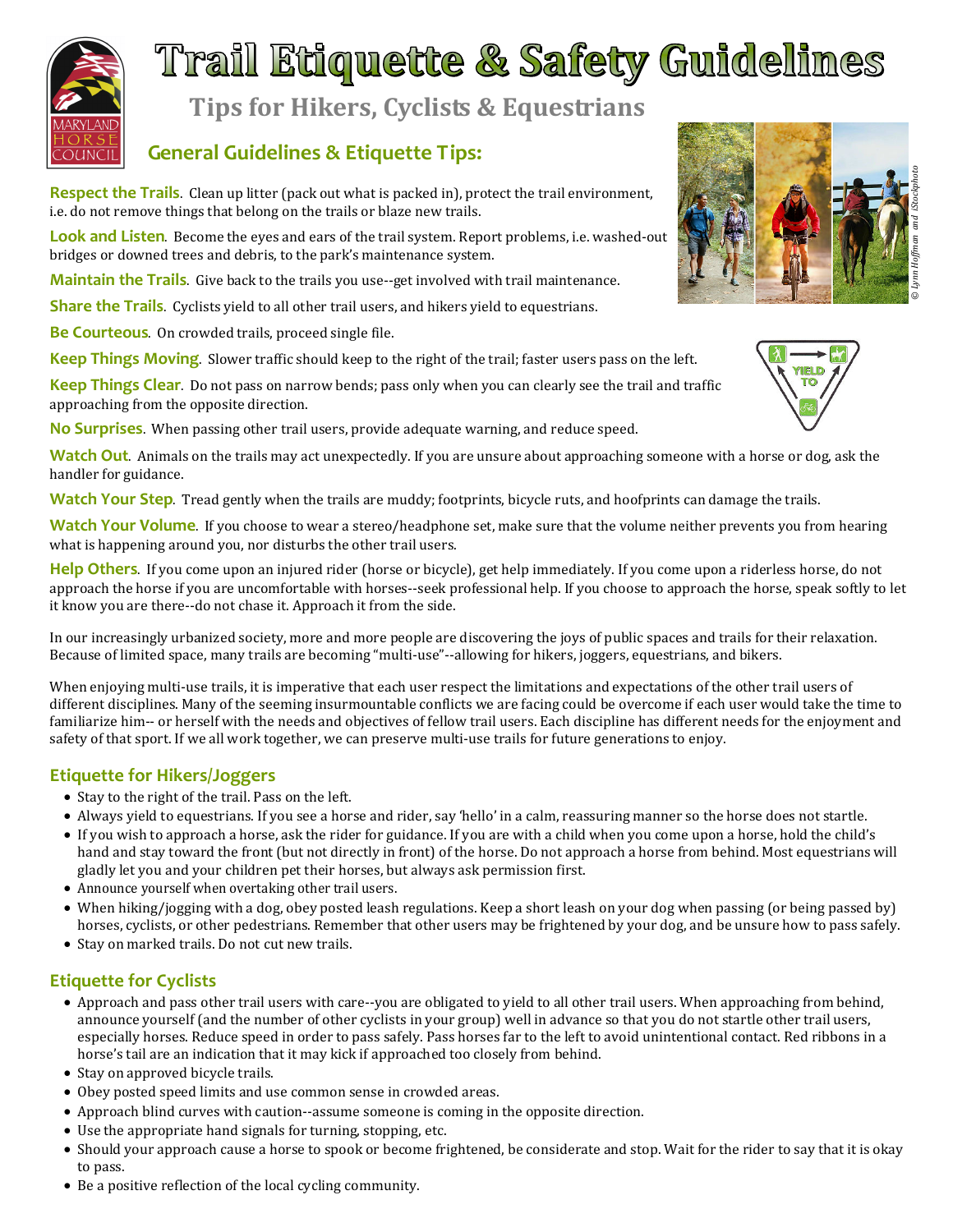# Trail Etiquette & Safety Guidelines

## Tips for Hikers, Cyclists & Equestrians

MARYLAND HORSE COUNCIL

© Lynn Hoffman and iStockphoto

### General Guidelines & Etiquette Tips:

**Respect the Trails**. Clean up litter (pack out what is packed in), protect the trail environment, i.e. do not remove things that belong on the trails or blaze new trails.

**Look and Listen**. Become the eyes and ears of the trail system. Report problems, i.e. washed-out bridges or downed trees and debris, to the park's maintenance system.

**Maintain the Trails**. Give back to the trails you use--get involved with trail maintenance.

**Share the Trails**. Cyclists yield to all other trail users, and hikers yield to equestrians.

**Be Courteous**. On crowded trails, proceed single file.

**Keep Things Moving**. Slower traffic should keep to the right of the trail; faster users pass on the left.

**Keep Things Clear**. Do not pass on narrow bends; pass only when you can clearly see the trail and traffic approaching from the opposite direction.

YIELD TO

**No Surprises**. When passing other trail users, provide adequate warning, and reduce speed.

**Watch Out**. Animals on the trails may act unexpectedly. If you are unsure about approaching someone with a horse or dog, ask the handler for guidance.

**Watch Your Step**. Tread gently when the trails are muddy; footprints, bicycle ruts, and hoofprints can damage the trails.

**Watch Your Volume**. If you choose to wear a stereo/headphone set, make sure that the volume neither prevents you from hearing what is happening around you, nor disturbs the other trail users.

**Help Others**. If you come upon an injured rider (horse or bicycle), get help immediately. If you come upon a riderless horse, do not approach the horse if you are uncomfortable with horses--seek professional help. If you choose to approach the horse, speak softly to let it know you are there--do not chase it. Approach it from the side.

In our increasingly urbanized society, more and more people are discovering the joys of public spaces and trails for their relaxation. Because of limited space, many trails are becoming "multi-use"--allowing for hikers, joggers, equestrians, and bikers.

When enjoying multi-use trails, it is imperative that each user respect the limitations and expectations of the other trail users of different disciplines. Many of the seeming insurmountable conflicts we are facing could be overcome if each user would take the time to familiarize him-- or herself with the needs and objectives of fellow trail users. Each discipline has different needs for the enjoyment and safety of that sport. If we all work together, we can preserve multi-use trails for future generations to enjoy.

### Etiquette for Hikers/Joggers

- Stay to the right of the trail. Pass on the left.
- Always yield to equestrians. If you see a horse and rider, say 'hello' in a calm, reassuring manner so the horse does not startle.
- If you wish to approach a horse, ask the rider for guidance. If you are with a child when you come upon a horse, hold the child's hand and stay toward the front (but not directly in front) of the horse. Do not approach a horse from behind. Most equestrians will gladly let you and your children pet their horses, but always ask permission first.
- Announce yourself when overtaking other trail users.
- When hiking/jogging with a dog, obey posted leash regulations. Keep a short leash on your dog when passing (or being passed by) horses, cyclists, or other pedestrians. Remember that other users may be frightened by your dog, and be unsure how to pass safely.
- Stay on marked trails. Do not cut new trails.

### Etiquette for Cyclists

- Approach and pass other trail users with care--you are obligated to yield to all other trail users. When approaching from behind, announce yourself (and the number of other cyclists in your group) well in advance so that you do not startle other trail users, especially horses. Reduce speed in order to pass safely. Pass horses far to the left to avoid unintentional contact. Red ribbons in a horse's tail are an indication that it may kick if approached too closely from behind.
- Stay on approved bicycle trails.
- Obey posted speed limits and use common sense in crowded areas.
- Approach blind curves with caution--assume someone is coming in the opposite direction.
- Use the appropriate hand signals for turning, stopping, etc.
- Should your approach cause a horse to spook or become frightened, be considerate and stop. Wait for the rider to say that it is okay to pass.
- Be a positive reflection of the local cycling community.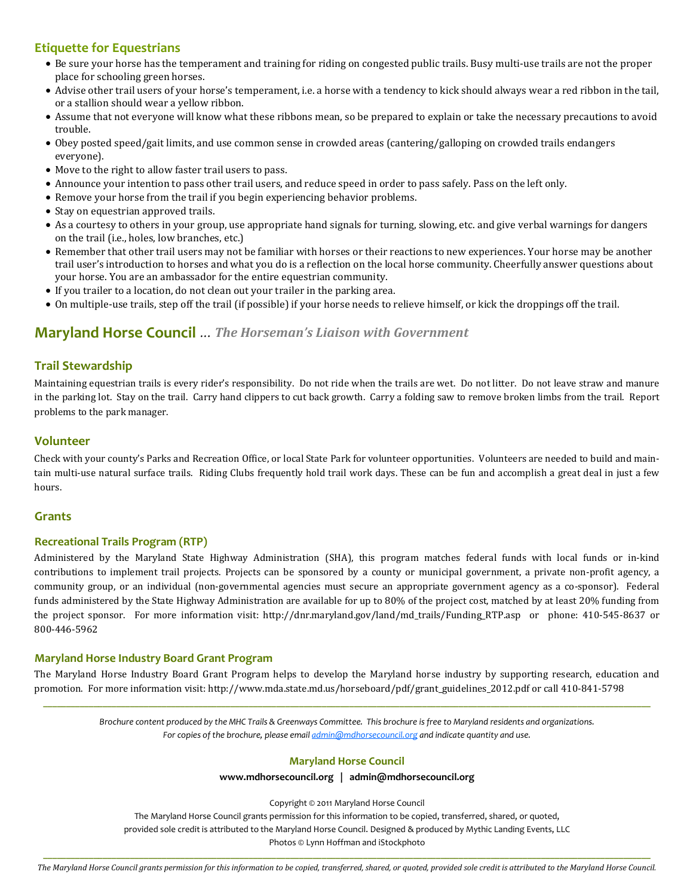## Etiquette for Equestrians

- Be sure your horse has the temperament and training for riding on congested public trails. Busy multi-use trails are not the proper place for schooling green horses.
- Advise other trail users of your horse's temperament, i.e. a horse with a tendency to kick should always wear a red ribbon in the tail, or a stallion should wear a yellow ribbon.
- Assume that not everyone will know what these ribbons mean, so be prepared to explain or take the necessary precautions to avoid trouble.
- Obey posted speed/gait limits, and use common sense in crowded areas (cantering/galloping on crowded trails endangers everyone).
- Move to the right to allow faster trail users to pass.
- Announce your intention to pass other trail users, and reduce speed in order to pass safely. Pass on the left only.
- Remove your horse from the trail if you begin experiencing behavior problems.
- Stay on equestrian approved trails.
- As a courtesy to others in your group, use appropriate hand signals for turning, slowing, etc. and give verbal warnings for dangers on the trail (i.e., holes, low branches, etc.)
- Remember that other trail users may not be familiar with horses or their reactions to new experiences. Your horse may be another trail user's introduction to horses and what you do is a reflection on the local horse community. Cheerfully answer questions about your horse. You are an ambassador for the entire equestrian community.
- If you trailer to a location, do not clean out your trailer in the parking area.
- On multiple-use trails, step off the trail (if possible) if your horse needs to relieve himself, or kick the droppings off the trail.

# Maryland Horse Council … *The Horseman's Liaison with Government*

## Trail Stewardship

Maintaining equestrian trails is every rider's responsibility. Do not ride when the trails are wet. Do not litter. Do not leave straw and manure in the parking lot. Stay on the trail. Carry hand clippers to cut back growth. Carry a folding saw to remove broken limbs from the trail. Report problems to the park manager.

## Volunteer

Check with your county's Parks and Recreation Office, or local State Park for volunteer opportunities. Volunteers are needed to build and maintain multi-use natural surface trails. Riding Clubs frequently hold trail work days. These can be fun and accomplish a great deal in just a few hours.

## Grants

### Recreational Trails Program (RTP)

Administered by the Maryland State Highway Administration (SHA), this program matches federal funds with local funds or in-kind contributions to implement trail projects. Projects can be sponsored by a county or municipal government, a private non-profit agency, a community group, or an individual (non-governmental agencies must secure an appropriate government agency as a co-sponsor). Federal funds administered by the State Highway Administration are available for up to 80% of the project cost, matched by at least 20% funding from the project sponsor. For more information visit: http://dnr.maryland.gov/land/md_trails/Funding_RTP.asp or phone: 410-545-8637 or 800-446-5962

### Maryland Horse Industry Board Grant Program

The Maryland Horse Industry Board Grant Program helps to develop the Maryland horse industry by supporting research, education and promotion. For more information visit: http://www.mda.state.md.us/horseboard/pdf/grant_guidelines_2012.pdf or call 410-841-5798

---

*Brochure content produced by the MHC Trails & Greenways Committee. This brochure is free to Maryland residents and organizations.*
*For copies of the brochure, please email admin@mdhorsecouncil.org and indicate quantity and use.*

**Maryland Horse Council**

**www.mdhorsecouncil.org | admin@mdhorsecouncil.org**

Copyright © 2011 Maryland Horse Council
The Maryland Horse Council grants permission for this information to be copied, transferred, shared, or quoted, provided sole credit is attributed to the Maryland Horse Council. Designed & produced by Mythic Landing Events, LLC
Photos © Lynn Hoffman and iStockphoto

---

*The Maryland Horse Council grants permission for this information to be copied, transferred, shared, or quoted, provided sole credit is attributed to the Maryland Horse Council.*